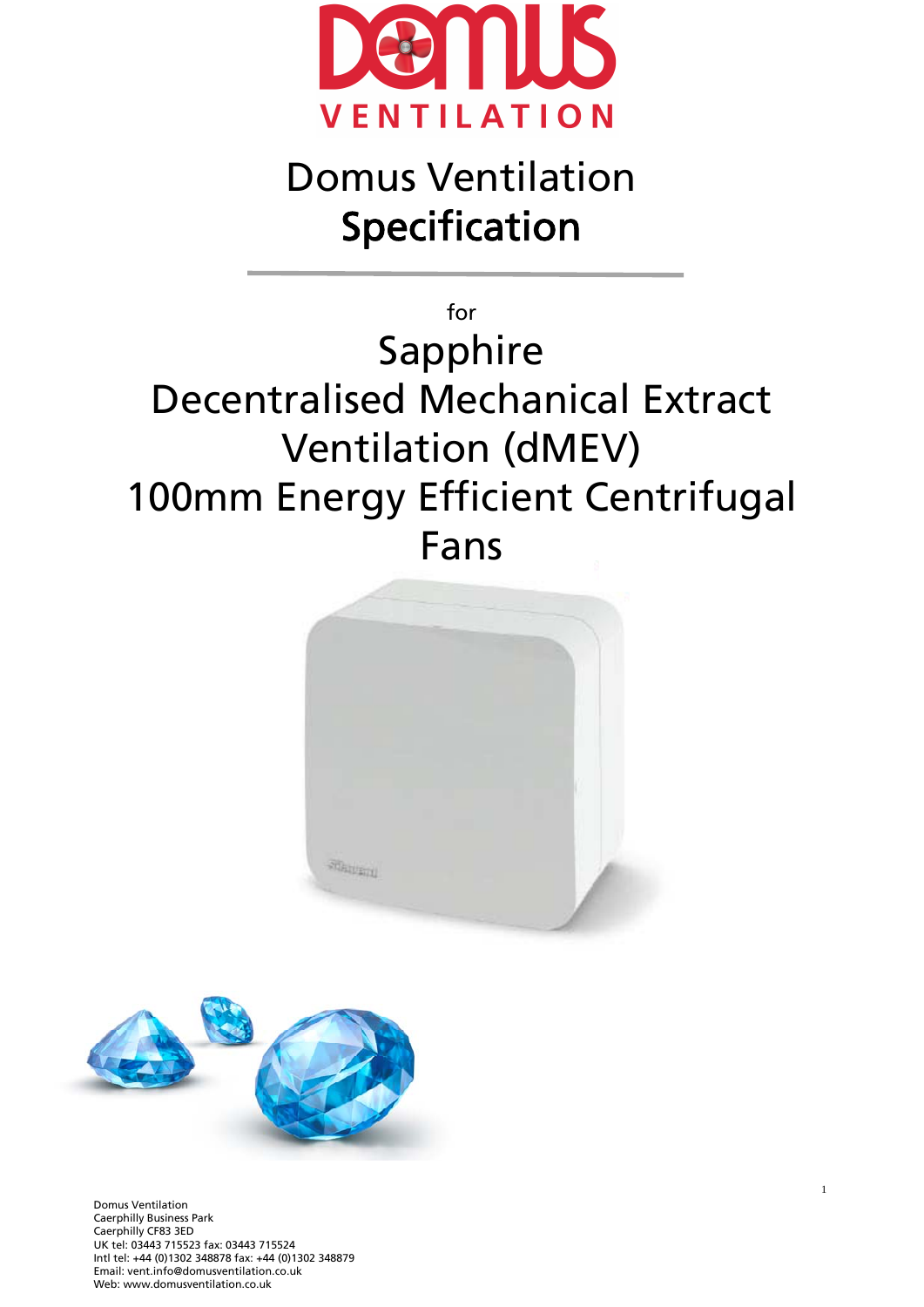# Domus Ventilation
# Specification

for

## Sapphire
## Decentralised Mechanical Extract Ventilation (dMEV)
## 100mm Energy Efficient Centrifugal Fans

Domus Ventilation
Caerphilly Business Park
Caerphilly CF83 3ED
UK tel: 03443 715523 fax: 03443 715524
Intl tel: +44 (0)1302 348878 fax: +44 (0)1302 348879
Email: vent.info@domusventilation.co.uk
Web: www.domusventilation.co.uk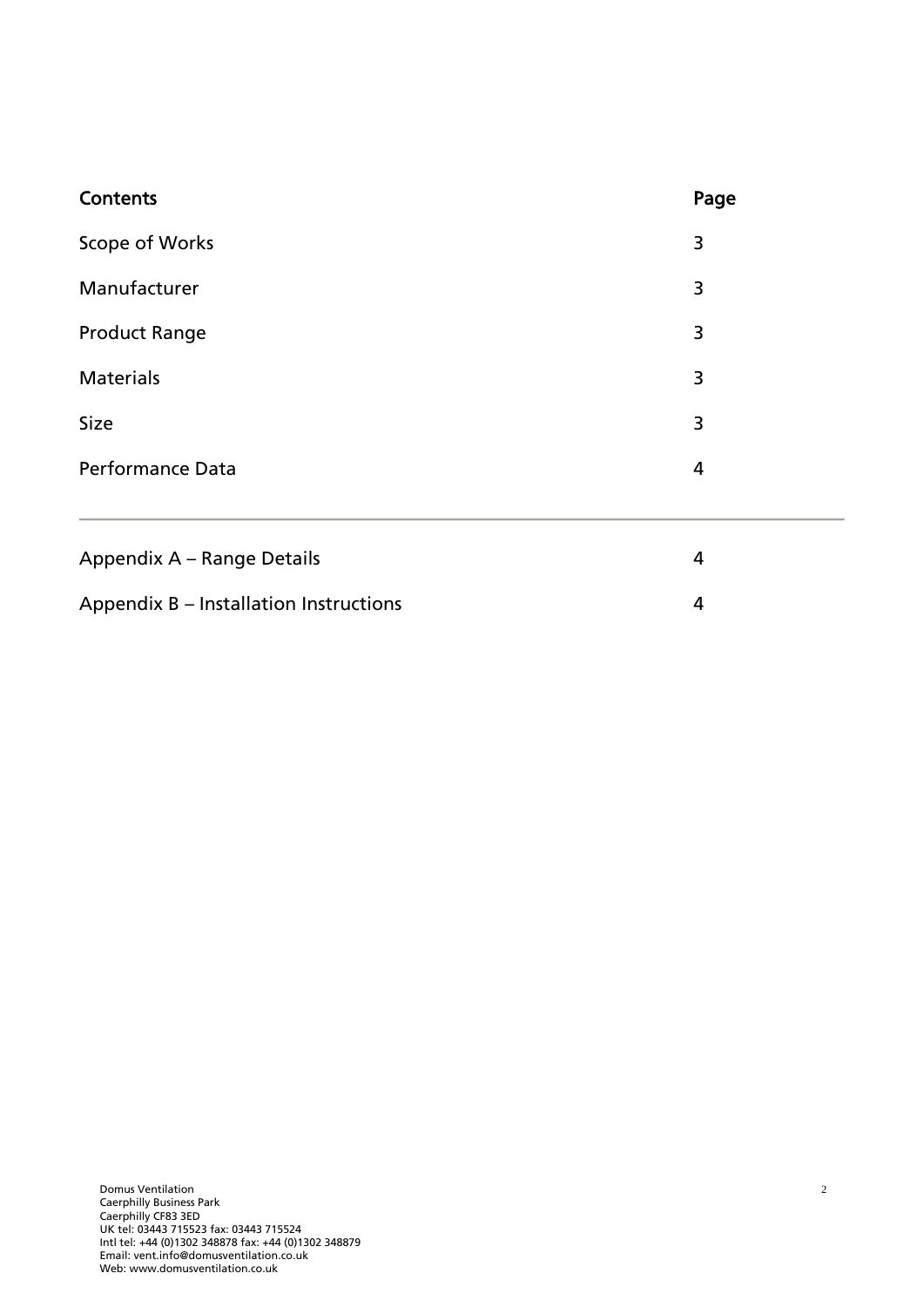| **Contents** | **Page** |
|---|---|
| Scope of Works | 3 |
| Manufacturer | 3 |
| Product Range | 3 |
| Materials | 3 |
| Size | 3 |
| Performance Data | 4 |
| Appendix A – Range Details | 4 |
| Appendix B – Installation Instructions | 4 |

Domus Ventilation
Caerphilly Business Park
Caerphilly CF83 3ED
UK tel: 03443 715523 fax: 03443 715524
Intl tel: +44 (0)1302 348878 fax: +44 (0)1302 348879
Email: vent.info@domusventilation.co.uk
Web: www.domusventilation.co.uk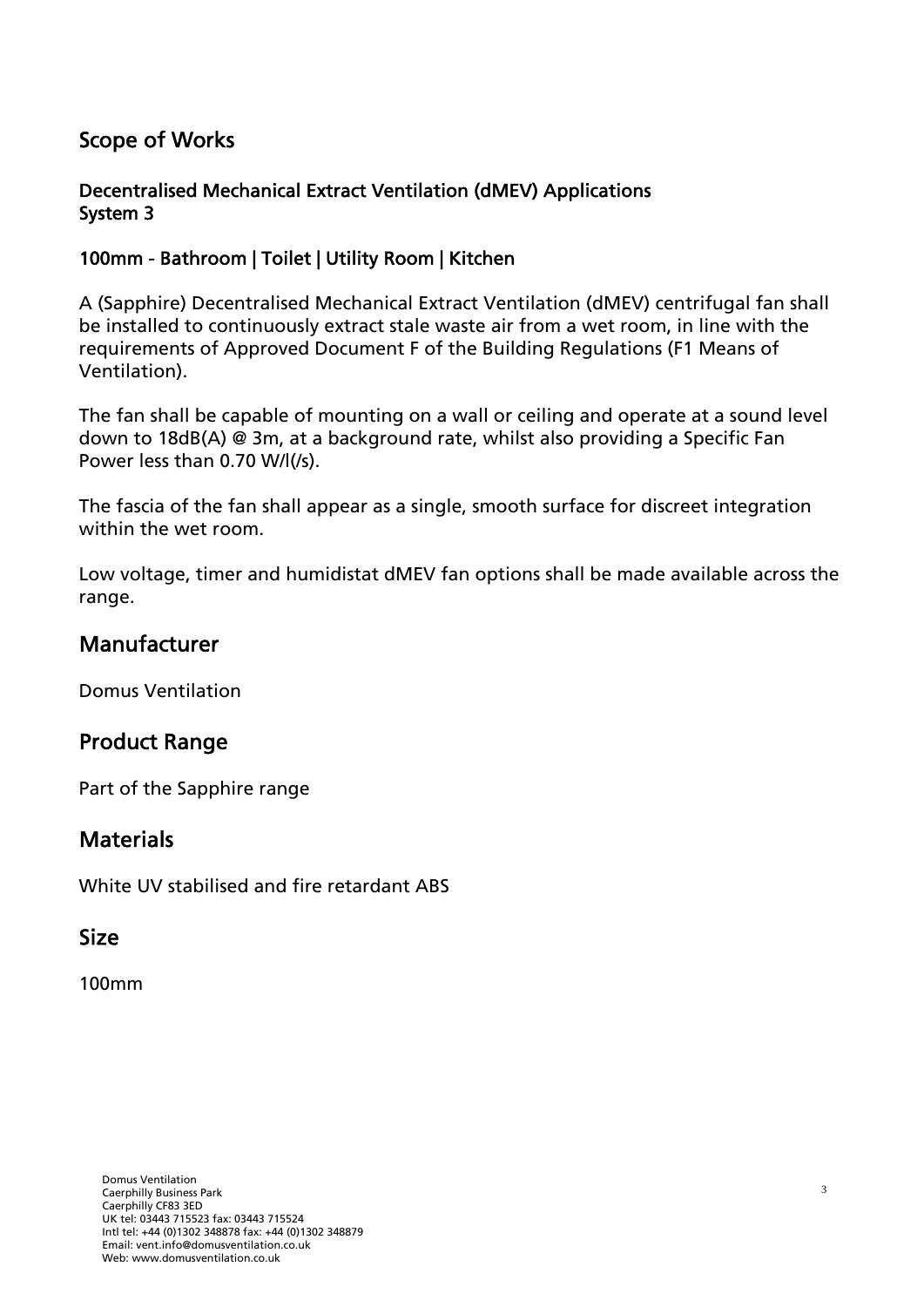## Scope of Works

### Decentralised Mechanical Extract Ventilation (dMEV) Applications
### System 3

### 100mm - Bathroom | Toilet | Utility Room | Kitchen

A (Sapphire) Decentralised Mechanical Extract Ventilation (dMEV) centrifugal fan shall be installed to continuously extract stale waste air from a wet room, in line with the requirements of Approved Document F of the Building Regulations (F1 Means of Ventilation).

The fan shall be capable of mounting on a wall or ceiling and operate at a sound level down to 18dB(A) @ 3m, at a background rate, whilst also providing a Specific Fan Power less than 0.70 W/l(/s).

The fascia of the fan shall appear as a single, smooth surface for discreet integration within the wet room.

Low voltage, timer and humidistat dMEV fan options shall be made available across the range.

## Manufacturer

Domus Ventilation

## Product Range

Part of the Sapphire range

## Materials

White UV stabilised and fire retardant ABS

## Size

100mm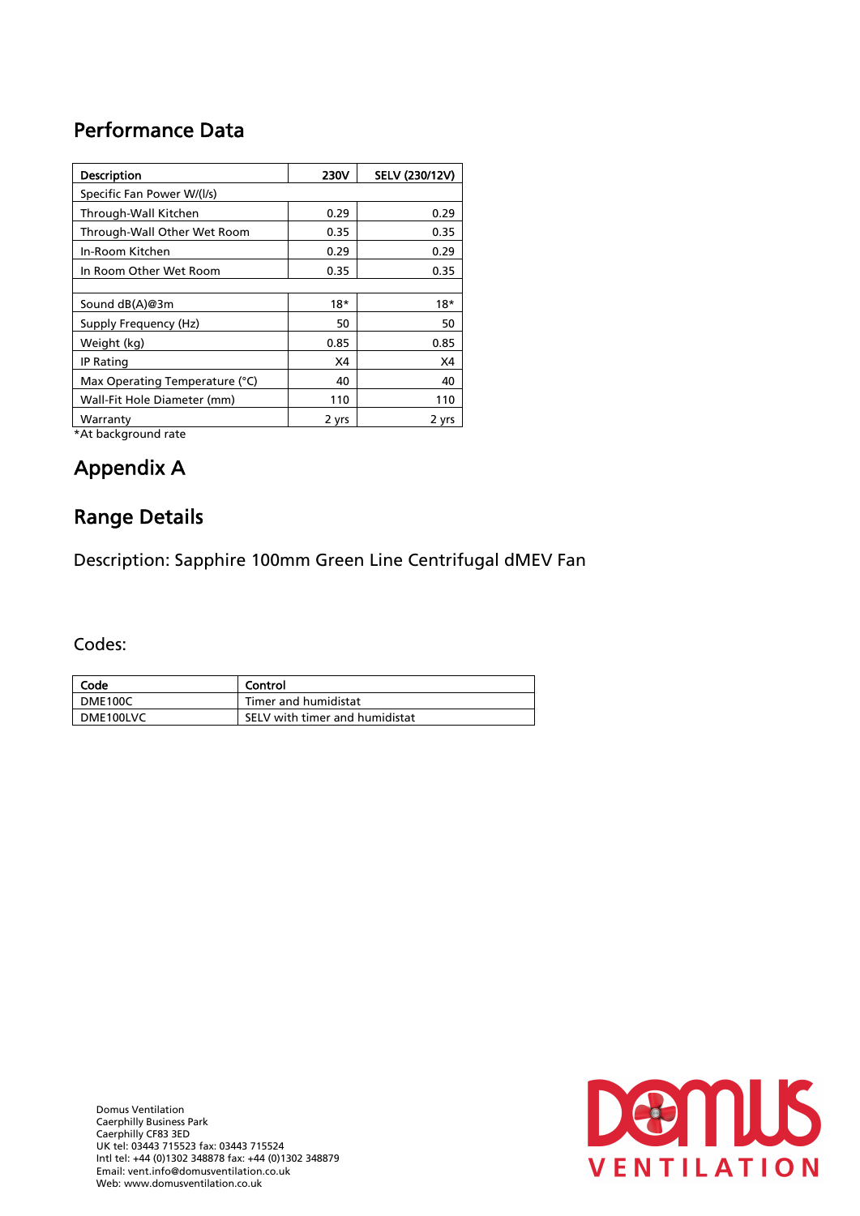## Performance Data

| Description | 230V | SELV (230/12V) |
|---|---|---|
| Specific Fan Power W/(l/s) | | |
| Through-Wall Kitchen | 0.29 | 0.29 |
| Through-Wall Other Wet Room | 0.35 | 0.35 |
| In-Room Kitchen | 0.29 | 0.29 |
| In Room Other Wet Room | 0.35 | 0.35 |
| | | |
| Sound dB(A)@3m | 18* | 18* |
| Supply Frequency (Hz) | 50 | 50 |
| Weight (kg) | 0.85 | 0.85 |
| IP Rating | X4 | X4 |
| Max Operating Temperature (°C) | 40 | 40 |
| Wall-Fit Hole Diameter (mm) | 110 | 110 |
| Warranty | 2 yrs | 2 yrs |

*At background rate

# Appendix A

## Range Details

Description: Sapphire 100mm Green Line Centrifugal dMEV Fan

Codes:

| Code | Control |
|---|---|
| DME100C | Timer and humidistat |
| DME100LVC | SELV with timer and humidistat |

Domus Ventilation
Caerphilly Business Park
Caerphilly CF83 3ED
UK tel: 03443 715523 fax: 03443 715524
Intl tel: +44 (0)1302 348878 fax: +44 (0)1302 348879
Email: vent.info@domusventilation.co.uk
Web: www.domusventilation.co.uk

DOMUS VENTILATION